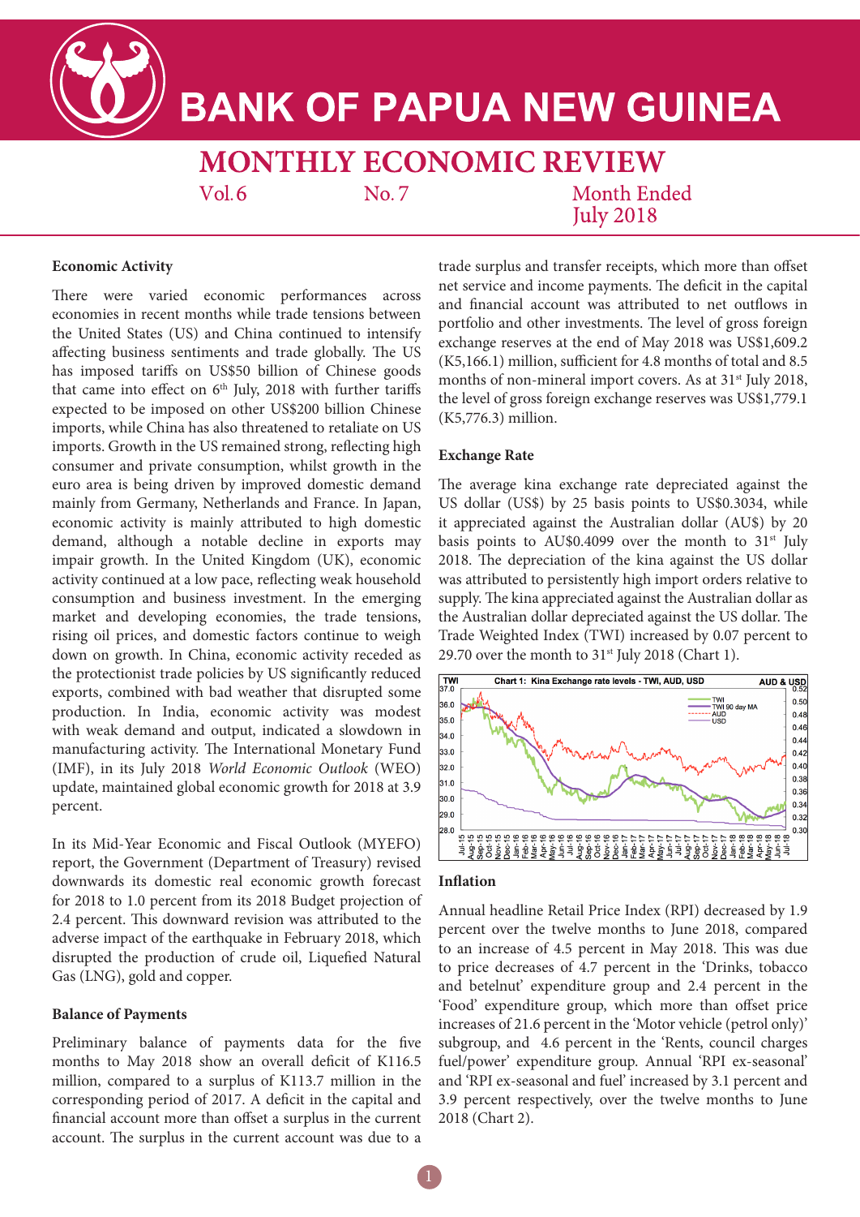# BANK OF PAPUA NEW GUINEA

## MONTHLY ECONOMIC REVIEW

Vol. 6 No. 7 Month Ended July 2018

### Economic Activity

There were varied economic performances across economies in recent months while trade tensions between the United States (US) and China continued to intensify affecting business sentiments and trade globally. The US has imposed tariffs on US$50 billion of Chinese goods that came into effect on 6th July, 2018 with further tariffs expected to be imposed on other US$200 billion Chinese imports, while China has also threatened to retaliate on US imports. Growth in the US remained strong, reflecting high consumer and private consumption, whilst growth in the euro area is being driven by improved domestic demand mainly from Germany, Netherlands and France. In Japan, economic activity is mainly attributed to high domestic demand, although a notable decline in exports may impair growth. In the United Kingdom (UK), economic activity continued at a low pace, reflecting weak household consumption and business investment. In the emerging market and developing economies, the trade tensions, rising oil prices, and domestic factors continue to weigh down on growth. In China, economic activity receded as the protectionist trade policies by US significantly reduced exports, combined with bad weather that disrupted some production. In India, economic activity was modest with weak demand and output, indicated a slowdown in manufacturing activity. The International Monetary Fund (IMF), in its July 2018 *World Economic Outlook* (WEO) update, maintained global economic growth for 2018 at 3.9 percent.

In its Mid-Year Economic and Fiscal Outlook (MYEFO) report, the Government (Department of Treasury) revised downwards its domestic real economic growth forecast for 2018 to 1.0 percent from its 2018 Budget projection of 2.4 percent. This downward revision was attributed to the adverse impact of the earthquake in February 2018, which disrupted the production of crude oil, Liquefied Natural Gas (LNG), gold and copper.

### Balance of Payments

Preliminary balance of payments data for the five months to May 2018 show an overall deficit of K116.5 million, compared to a surplus of K113.7 million in the corresponding period of 2017. A deficit in the capital and financial account more than offset a surplus in the current account. The surplus in the current account was due to a trade surplus and transfer receipts, which more than offset net service and income payments. The deficit in the capital and financial account was attributed to net outflows in portfolio and other investments. The level of gross foreign exchange reserves at the end of May 2018 was US$1,609.2 (K5,166.1) million, sufficient for 4.8 months of total and 8.5 months of non-mineral import covers. As at 31st July 2018, the level of gross foreign exchange reserves was US$1,779.1 (K5,776.3) million.

### Exchange Rate

The average kina exchange rate depreciated against the US dollar (US$) by 25 basis points to US$0.3034, while it appreciated against the Australian dollar (AU$) by 20 basis points to AU$0.4099 over the month to 31st July 2018. The depreciation of the kina against the US dollar was attributed to persistently high import orders relative to supply. The kina appreciated against the Australian dollar as the Australian dollar depreciated against the US dollar. The Trade Weighted Index (TWI) increased by 0.07 percent to 29.70 over the month to 31st July 2018 (Chart 1).

Chart 1: Kina Exchange rate levels - TWI, AUD, USD

### Inflation

Annual headline Retail Price Index (RPI) decreased by 1.9 percent over the twelve months to June 2018, compared to an increase of 4.5 percent in May 2018. This was due to price decreases of 4.7 percent in the 'Drinks, tobacco and betelnut' expenditure group and 2.4 percent in the 'Food' expenditure group, which more than offset price increases of 21.6 percent in the 'Motor vehicle (petrol only)' subgroup, and 4.6 percent in the 'Rents, council charges fuel/power' expenditure group. Annual 'RPI ex-seasonal' and 'RPI ex-seasonal and fuel' increased by 3.1 percent and 3.9 percent respectively, over the twelve months to June 2018 (Chart 2).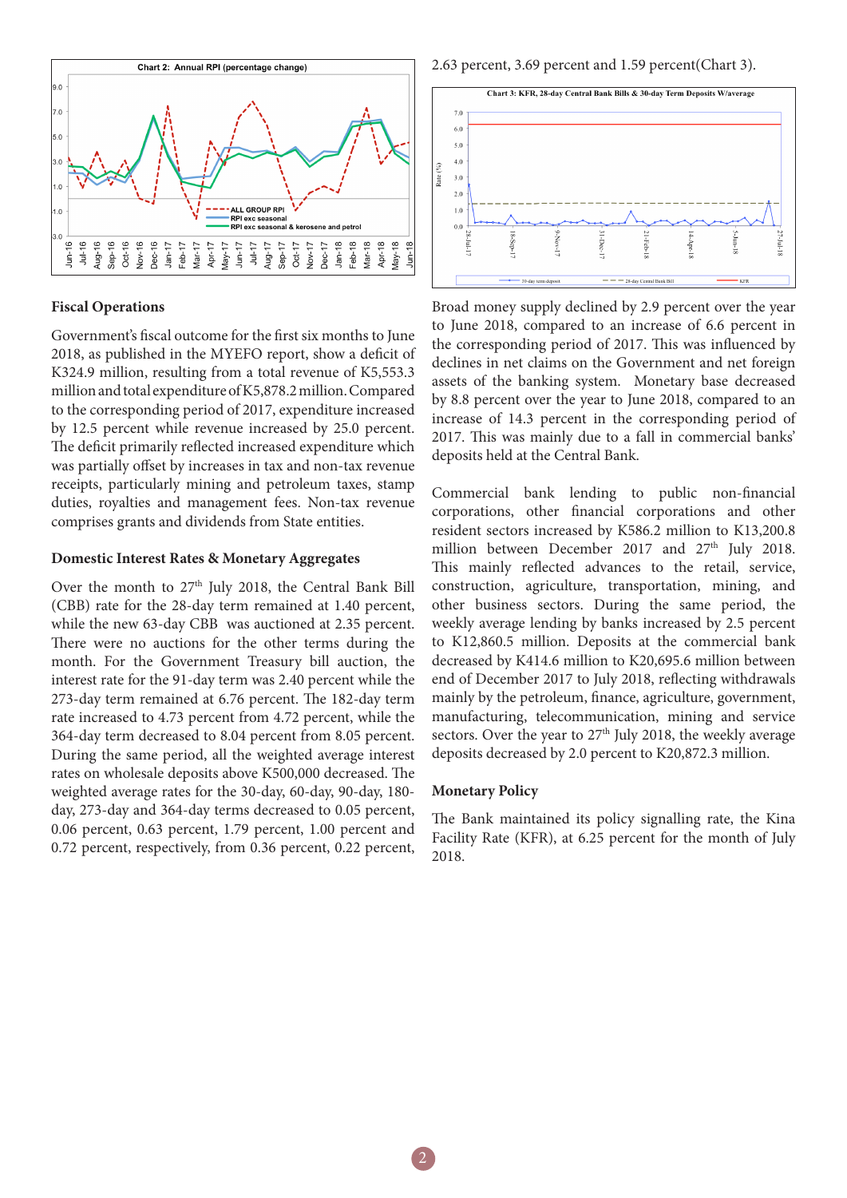Chart 2: Annual RPI (percentage change)

2.63 percent, 3.69 percent and 1.59 percent(Chart 3).

Chart 3: KFR, 28-day Central Bank Bills & 30-day Term Deposits W/average

### Fiscal Operations

Government's fiscal outcome for the first six months to June 2018, as published in the MYEFO report, show a deficit of K324.9 million, resulting from a total revenue of K5,553.3 million and total expenditure of K5,878.2 million. Compared to the corresponding period of 2017, expenditure increased by 12.5 percent while revenue increased by 25.0 percent. The deficit primarily reflected increased expenditure which was partially offset by increases in tax and non-tax revenue receipts, particularly mining and petroleum taxes, stamp duties, royalties and management fees. Non-tax revenue comprises grants and dividends from State entities.

### Domestic Interest Rates & Monetary Aggregates

Over the month to 27th July 2018, the Central Bank Bill (CBB) rate for the 28-day term remained at 1.40 percent, while the new 63-day CBB was auctioned at 2.35 percent. There were no auctions for the other terms during the month. For the Government Treasury bill auction, the interest rate for the 91-day term was 2.40 percent while the 273-day term remained at 6.76 percent. The 182-day term rate increased to 4.73 percent from 4.72 percent, while the 364-day term decreased to 8.04 percent from 8.05 percent. During the same period, all the weighted average interest rates on wholesale deposits above K500,000 decreased. The weighted average rates for the 30-day, 60-day, 90-day, 180-day, 273-day and 364-day terms decreased to 0.05 percent, 0.06 percent, 0.63 percent, 1.79 percent, 1.00 percent and 0.72 percent, respectively, from 0.36 percent, 0.22 percent, 2.63 percent, 3.69 percent and 1.59 percent(Chart 3).

Broad money supply declined by 2.9 percent over the year to June 2018, compared to an increase of 6.6 percent in the corresponding period of 2017. This was influenced by declines in net claims on the Government and net foreign assets of the banking system. Monetary base decreased by 8.8 percent over the year to June 2018, compared to an increase of 14.3 percent in the corresponding period of 2017. This was mainly due to a fall in commercial banks' deposits held at the Central Bank.

Commercial bank lending to public non-financial corporations, other financial corporations and other resident sectors increased by K586.2 million to K13,200.8 million between December 2017 and 27th July 2018. This mainly reflected advances to the retail, service, construction, agriculture, transportation, mining, and other business sectors. During the same period, the weekly average lending by banks increased by 2.5 percent to K12,860.5 million. Deposits at the commercial bank decreased by K414.6 million to K20,695.6 million between end of December 2017 to July 2018, reflecting withdrawals mainly by the petroleum, finance, agriculture, government, manufacturing, telecommunication, mining and service sectors. Over the year to 27th July 2018, the weekly average deposits decreased by 2.0 percent to K20,872.3 million.

### Monetary Policy

The Bank maintained its policy signalling rate, the Kina Facility Rate (KFR), at 6.25 percent for the month of July 2018.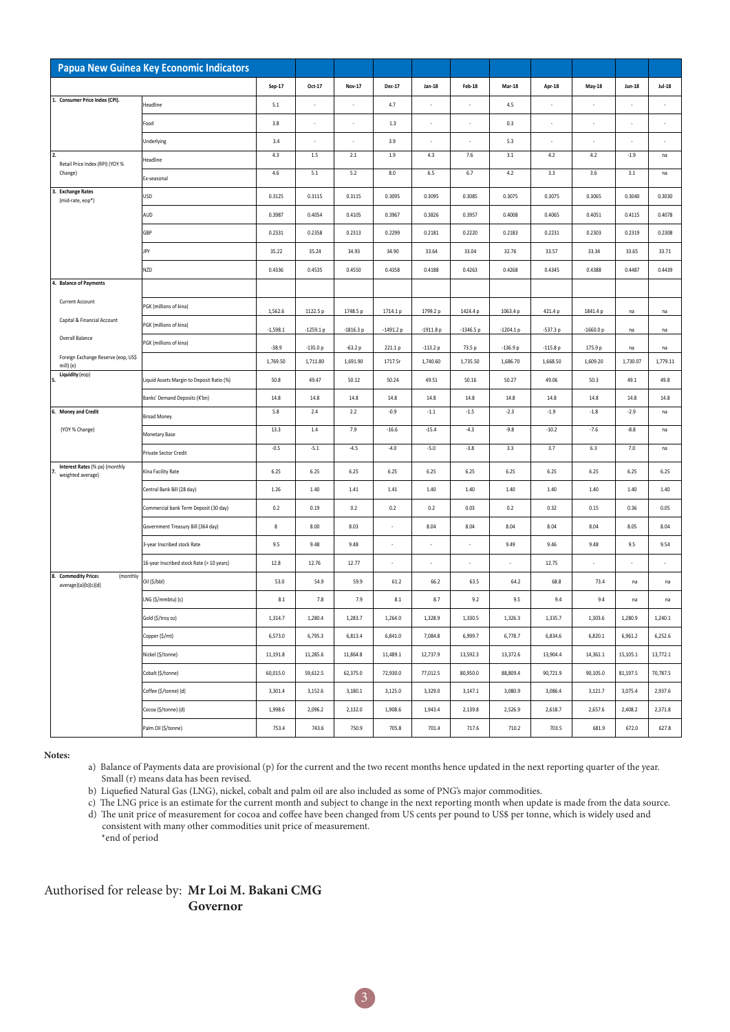| Papua New Guinea Key Economic Indicators | | Sep-17 | Oct-17 | Nov-17 | Dec-17 | Jan-18 | Feb-18 | Mar-18 | Apr-18 | May-18 | Jun-18 | Jul-18 |
|---|---|---|---|---|---|---|---|---|---|---|---|---|
| 1. Consumer Price Index (CPI). | Headline | 5.1 | - | - | 4.7 | - | - | 4.5 | - | - | - | - |
| | Food | 3.8 | - | - | 1.3 | - | - | 0.3 | - | - | - | - |
| | Underlying | 3.4 | - | - | 3.9 | - | - | 5.3 | - | - | - | - |
| 2. Retail Price Index (RPI) (YOY % Change) | Headline | 4.3 | 1.5 | 2.1 | 1.9 | 4.3 | 7.6 | 3.1 | 4.2 | 4.2 | -1.9 | na |
| | Ex-seasonal | 4.6 | 5.1 | 5.2 | 8.0 | 6.5 | 6.7 | 4.2 | 3.3 | 3.6 | 3.1 | na |
| 3. Exchange Rates (mid-rate, eop*) | USD | 0.3125 | 0.3115 | 0.3115 | 0.3095 | 0.3095 | 0.3085 | 0.3075 | 0.3075 | 0.3065 | 0.3040 | 0.3030 |
| | AUD | 0.3987 | 0.4054 | 0.4105 | 0.3967 | 0.3826 | 0.3957 | 0.4008 | 0.4065 | 0.4051 | 0.4115 | 0.4078 |
| | GBP | 0.2331 | 0.2358 | 0.2313 | 0.2299 | 0.2181 | 0.2220 | 0.2183 | 0.2231 | 0.2303 | 0.2319 | 0.2308 |
| | JPY | 35.22 | 35.24 | 34.93 | 34.90 | 33.64 | 33.04 | 32.76 | 33.57 | 33.34 | 33.65 | 33.71 |
| | NZD | 0.4336 | 0.4535 | 0.4550 | 0.4358 | 0.4188 | 0.4263 | 0.4268 | 0.4345 | 0.4388 | 0.4487 | 0.4439 |
| 4. Balance of Payments | | | | | | | | | | | | |
| Current Account | PGK (millions of kina) | 1,562.6 | 1122.5 p | 1748.5 p | 1714.1 p | 1799.2 p | 1424.4 p | 1063.4 p | 421.4 p | 1841.4 p | na | na |
| Capital & Financial Account | PGK (millions of kina) | -1,598.1 | -1259.1 p | -1816.3 p | -1491.2 p | -1911.8 p | -1346.5 p | -1204.1 p | -537.3 p | -1660.0 p | na | na |
| Overall Balance | PGK (millions of kina) | -38.9 | -135.0 p | -63.2 p | 221.1 p | -113.2 p | 73.5 p | -136.9 p | -115.8 p | 175.9 p | na | na |
| Foreign Exchange Reserve (eop, US$ mill) (e) | | 1,769.50 | 1,711.80 | 1,691.90 | 1717.5r | 1,740.60 | 1,735.50 | 1,686.70 | 1,668.50 | 1,609.20 | 1,730.07 | 1,779.11 |
| 5. Liquidity (eop) | Liquid Assets Margin to Deposit Ratio (%) | 50.8 | 49.47 | 50.12 | 50.24 | 49.51 | 50.16 | 50.27 | 49.06 | 50.3 | 49.1 | 49.8 |
| | Banks' Demand Deposits (K'bn) | 14.8 | 14.8 | 14.8 | 14.8 | 14.8 | 14.8 | 14.8 | 14.8 | 14.8 | 14.8 | 14.8 |
| 6. Money and Credit (YOY % Change) | Broad Money | 5.8 | 2.4 | 2.2 | -0.9 | -1.1 | -1.5 | -2.3 | -1.9 | -1.8 | -2.9 | na |
| | Monetary Base | 13.3 | 1.4 | 7.9 | -16.6 | -15.4 | -4.3 | -9.8 | -10.2 | -7.6 | -8.8 | na |
| | Private Sector Credit | -0.5 | -5.1 | -4.5 | -4.0 | -5.0 | -3.8 | 3.3 | 3.7 | 6.3 | 7.0 | na |
| 7. Interest Rates (% pa) (monthly weighted average) | Kina Facility Rate | 6.25 | 6.25 | 6.25 | 6.25 | 6.25 | 6.25 | 6.25 | 6.25 | 6.25 | 6.25 | 6.25 |
| | Central Bank Bill (28 day) | 1.26 | 1.40 | 1.41 | 1.41 | 1.40 | 1.40 | 1.40 | 1.40 | 1.40 | 1.40 | 1.40 |
| | Commercial bank Term Deposit (30 day) | 0.2 | 0.19 | 0.2 | 0.2 | 0.2 | 0.03 | 0.2 | 0.32 | 0.15 | 0.36 | 0.05 |
| | Government Treasury Bill (364 day) | 8 | 8.00 | 8.03 | - | 8.04 | 8.04 | 8.04 | 8.04 | 8.04 | 8.05 | 8.04 |
| | 3-year Inscribed stock Rate | 9.5 | 9.48 | 9.48 | - | - | - | 9.49 | 9.46 | 9.48 | 9.5 | 9.54 |
| | 16-year Inscribed stock Rate (> 10 years) | 12.8 | 12.76 | 12.77 | - | - | - | - | 12.75 | - | - | - |
| 8. Commodity Prices (monthly average)(a)(b)(c)(d) | Oil ($/bbl) | 53.0 | 54.9 | 59.9 | 61.2 | 66.2 | 63.5 | 64.2 | 68.8 | 73.4 | na | na |
| | LNG ($/mmbtu) (c) | 8.1 | 7.8 | 7.9 | 8.1 | 8.7 | 9.2 | 9.5 | 9.4 | 9.4 | na | na |
| | Gold ($/troy oz) | 1,314.7 | 1,280.4 | 1,283.7 | 1,264.0 | 1,328.9 | 1,330.5 | 1,326.3 | 1,335.7 | 1,303.6 | 1,280.9 | 1,240.1 |
| | Copper ($/mt) | 6,573.0 | 6,795.3 | 6,813.4 | 6,841.0 | 7,084.8 | 6,999.7 | 6,778.7 | 6,834.6 | 6,820.1 | 6,961.2 | 6,252.6 |
| | Nickel ($/tonne) | 11,191.8 | 11,285.6 | 11,864.8 | 11,489.1 | 12,737.9 | 13,592.3 | 13,372.6 | 13,904.4 | 14,361.1 | 15,105.1 | 13,772.1 |
| | Cobalt ($/tonne) | 60,015.0 | 59,612.5 | 62,375.0 | 72,930.0 | 77,012.5 | 80,950.0 | 88,809.4 | 90,721.9 | 90,105.0 | 81,197.5 | 70,787.5 |
| | Coffee ($/tonne) (d) | 3,301.4 | 3,152.6 | 3,180.1 | 3,125.0 | 3,329.0 | 3,147.1 | 3,080.9 | 3,086.4 | 3,121.7 | 3,075.4 | 2,937.6 |
| | Cocoa ($/tonne) (d) | 1,998.6 | 2,096.2 | 2,132.0 | 1,908.6 | 1,943.4 | 2,139.8 | 2,526.9 | 2,618.7 | 2,657.6 | 2,408.2 | 2,371.8 |
| | Palm Oil ($/tonne) | 753.4 | 743.6 | 750.9 | 705.8 | 701.4 | 717.6 | 710.2 | 703.5 | 681.9 | 672.0 | 627.8 |

**Notes:**

a) Balance of Payments data are provisional (p) for the current and the two recent months hence updated in the next reporting quarter of the year. Small (r) means data has been revised.

b) Liquefied Natural Gas (LNG), nickel, cobalt and palm oil are also included as some of PNG's major commodities.

c) The LNG price is an estimate for the current month and subject to change in the next reporting month when update is made from the data source.

d) The unit price of measurement for cocoa and coffee have been changed from US cents per pound to US$ per tonne, which is widely used and consistent with many other commodities unit price of measurement.

*end of period

Authorised for release by: **Mr Loi M. Bakani CMG**
**Governor**